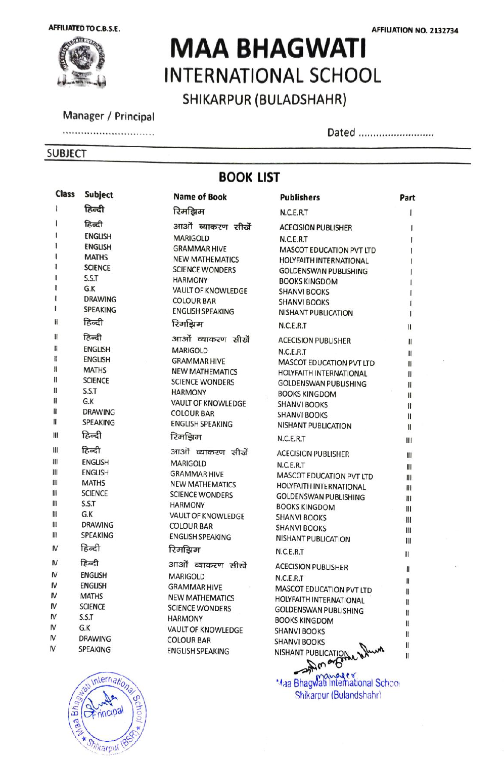AFFILIATED TO C.B.S.E.

AFFILIATION NO. 2132734

# MAA BHAGWATI
## INTERNATIONAL SCHOOL
### SHIKARPUR (BULADSHAHR)

Manager / Principal

..............................

Dated ..........................

SUBJECT

## BOOK LIST

| Class | Subject | Name of Book | Publishers | Part |
|---|---|---|---|---|
| I | हिन्दी | रिमझिम | N.C.E.R.T | I |
| I | हिन्दी | आओं व्याकरण सीखें | ACECISION PUBLISHER | I |
| I | ENGLISH | MARIGOLD | N.C.E.R.T | I |
| I | ENGLISH | GRAMMAR HIVE | MASCOT EDUCATION PVT LTD | I |
| I | MATHS | NEW MATHEMATICS | HOLYFAITH INTERNATIONAL | I |
| I | SCIENCE | SCIENCE WONDERS | GOLDENSWAN PUBLISHING | I |
| I | S.S.T | HARMONY | BOOKS KINGDOM | I |
| I | G.K | VAULT OF KNOWLEDGE | SHANVI BOOKS | I |
| I | DRAWING | COLOUR BAR | SHANVI BOOKS | I |
| I | SPEAKING | ENGLISH SPEAKING | NISHANT PUBLICATION | I |
| II | हिन्दी | रिमझिम | N.C.E.R.T | II |
| II | हिन्दी | आओं व्याकरण सीखें | ACECISION PUBLISHER | II |
| II | ENGLISH | MARIGOLD | N.C.E.R.T | II |
| II | ENGLISH | GRAMMAR HIVE | MASCOT EDUCATION PVT LTD | II |
| II | MATHS | NEW MATHEMATICS | HOLYFAITH INTERNATIONAL | II |
| II | SCIENCE | SCIENCE WONDERS | GOLDENSWAN PUBLISHING | II |
| II | S.S.T | HARMONY | BOOKS KINGDOM | II |
| II | G.K | VAULT OF KNOWLEDGE | SHANVI BOOKS | II |
| II | DRAWING | COLOUR BAR | SHANVI BOOKS | II |
| II | SPEAKING | ENGLISH SPEAKING | NISHANT PUBLICATION | II |
| III | हिन्दी | रिमझिम | N.C.E.R.T | III |
| III | हिन्दी | आओं व्याकरण सीखें | ACECISION PUBLISHER | III |
| III | ENGLISH | MARIGOLD | N.C.E.R.T | III |
| III | ENGLISH | GRAMMAR HIVE | MASCOT EDUCATION PVT LTD | III |
| III | MATHS | NEW MATHEMATICS | HOLYFAITH INTERNATIONAL | III |
| III | SCIENCE | SCIENCE WONDERS | GOLDENSWAN PUBLISHING | III |
| III | S.S.T | HARMONY | BOOKS KINGDOM | III |
| III | G.K | VAULT OF KNOWLEDGE | SHANVI BOOKS | III |
| III | DRAWING | COLOUR BAR | SHANVI BOOKS | III |
| III | SPEAKING | ENGLISH SPEAKING | NISHANT PUBLICATION | III |
| IV | हिन्दी | रिमझिम | N.C.E.R.T | II |
| IV | हिन्दी | आओं व्याकरण सीखें | ACECISION PUBLISHER | II |
| IV | ENGLISH | MARIGOLD | N.C.E.R.T | II |
| IV | ENGLISH | GRAMMAR HIVE | MASCOT EDUCATION PVT LTD | II |
| IV | MATHS | NEW MATHEMATICS | HOLYFAITH INTERNATIONAL | II |
| IV | SCIENCE | SCIENCE WONDERS | GOLDENSWAN PUBLISHING | II |
| IV | S.S.T | HARMONY | BOOKS KINGDOM | II |
| IV | G.K | VAULT OF KNOWLEDGE | SHANVI BOOKS | II |
| IV | DRAWING | COLOUR BAR | SHANVI BOOKS | II |
| IV | SPEAKING | ENGLISH SPEAKING | NISHANT PUBLICATION | II |

Manager
Maa Bhagwati International School
Shikarpur (Bulandshahr)

Principal
Maa Bhagwati International School
Shikarpur (BSR)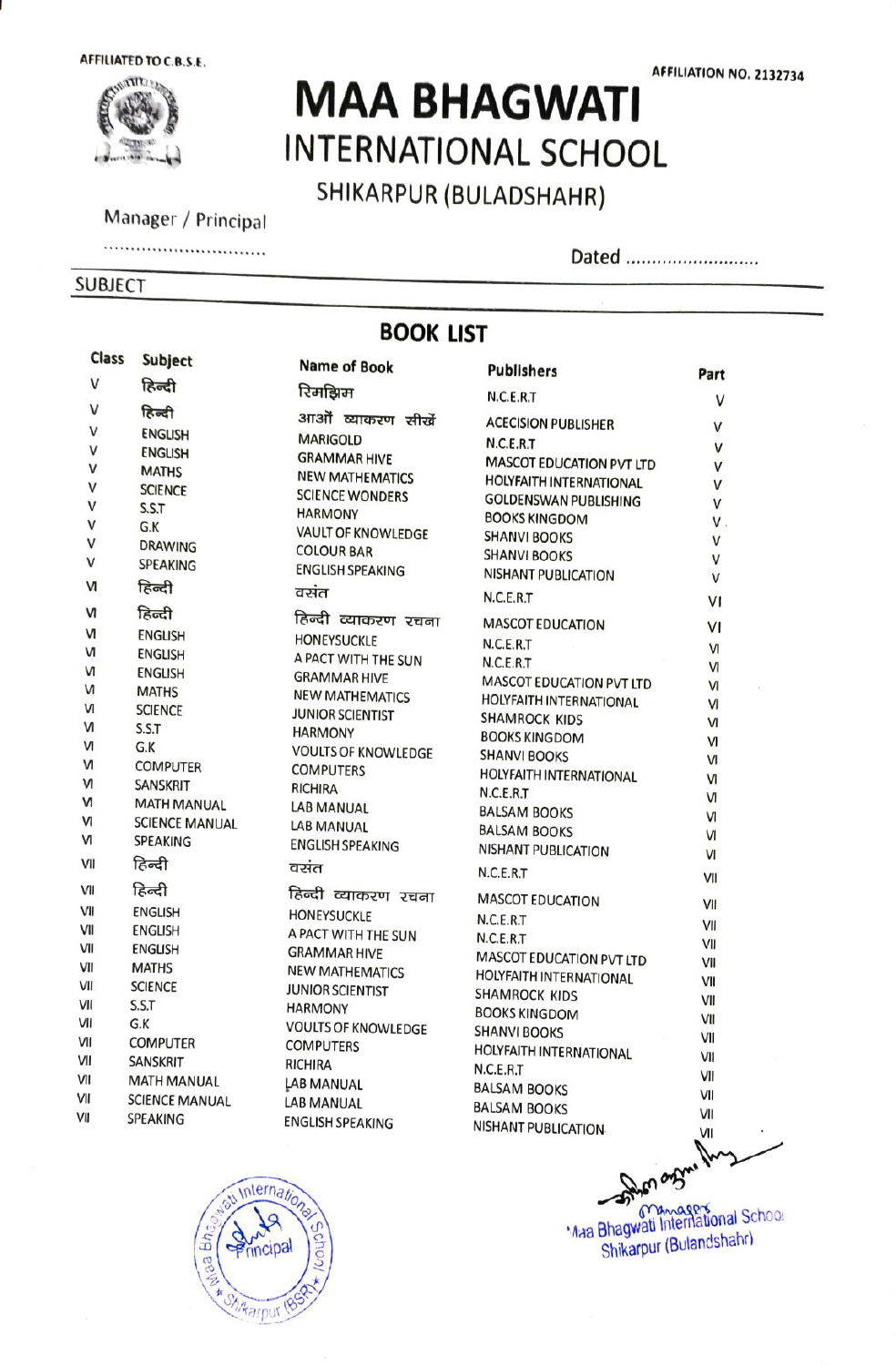AFFILIATED TO C.B.S.E.

AFFILIATION NO. 2132734

# MAA BHAGWATI

## INTERNATIONAL SCHOOL

### SHIKARPUR (BULADSHAHR)

Manager / Principal

..............................

Dated ..........................

SUBJECT

## BOOK LIST

| Class | Subject | Name of Book | Publishers | Part |
|---|---|---|---|---|
| V | हिन्दी | रिमझिम | N.C.E.R.T | V |
| V | हिन्दी | आओ व्याकरण सीखें | ACECISION PUBLISHER | V |
| V | ENGLISH | MARIGOLD | N.C.E.R.T | V |
| V | ENGLISH | GRAMMAR HIVE | MASCOT EDUCATION PVT LTD | V |
| V | MATHS | NEW MATHEMATICS | HOLYFAITH INTERNATIONAL | V |
| V | SCIENCE | SCIENCE WONDERS | GOLDENSWAN PUBLISHING | V |
| V | S.S.T | HARMONY | BOOKS KINGDOM | V |
| V | G.K | VAULT OF KNOWLEDGE | SHANVI BOOKS | V |
| V | DRAWING | COLOUR BAR | SHANVI BOOKS | V |
| V | SPEAKING | ENGLISH SPEAKING | NISHANT PUBLICATION | V |
| VI | हिन्दी | वसंत | N.C.E.R.T | VI |
| VI | हिन्दी | हिन्दी व्याकरण रचना | MASCOT EDUCATION | VI |
| VI | ENGLISH | HONEYSUCKLE | N.C.E.R.T | VI |
| VI | ENGLISH | A PACT WITH THE SUN | N.C.E.R.T | VI |
| VI | ENGLISH | GRAMMAR HIVE | MASCOT EDUCATION PVT LTD | VI |
| VI | MATHS | NEW MATHEMATICS | HOLYFAITH INTERNATIONAL | VI |
| VI | SCIENCE | JUNIOR SCIENTIST | SHAMROCK KIDS | VI |
| VI | S.S.T | HARMONY | BOOKS KINGDOM | VI |
| VI | G.K | VOULTS OF KNOWLEDGE | SHANVI BOOKS | VI |
| VI | COMPUTER | COMPUTERS | HOLYFAITH INTERNATIONAL | VI |
| VI | SANSKRIT | RICHIRA | N.C.E.R.T | VI |
| VI | MATH MANUAL | LAB MANUAL | BALSAM BOOKS | VI |
| VI | SCIENCE MANUAL | LAB MANUAL | BALSAM BOOKS | VI |
| VI | SPEAKING | ENGLISH SPEAKING | NISHANT PUBLICATION | VI |
| VII | हिन्दी | वसंत | N.C.E.R.T | VII |
| VII | हिन्दी | हिन्दी व्याकरण रचना | MASCOT EDUCATION | VII |
| VII | ENGLISH | HONEYSUCKLE | N.C.E.R.T | VII |
| VII | ENGLISH | A PACT WITH THE SUN | N.C.E.R.T | VII |
| VII | ENGLISH | GRAMMAR HIVE | MASCOT EDUCATION PVT LTD | VII |
| VII | MATHS | NEW MATHEMATICS | HOLYFAITH INTERNATIONAL | VII |
| VII | SCIENCE | JUNIOR SCIENTIST | SHAMROCK KIDS | VII |
| VII | S.S.T | HARMONY | BOOKS KINGDOM | VII |
| VII | G.K | VOULTS OF KNOWLEDGE | SHANVI BOOKS | VII |
| VII | COMPUTER | COMPUTERS | HOLYFAITH INTERNATIONAL | VII |
| VII | SANSKRIT | RICHIRA | N.C.E.R.T | VII |
| VII | MATH MANUAL | LAB MANUAL | BALSAM BOOKS | VII |
| VII | SCIENCE MANUAL | LAB MANUAL | BALSAM BOOKS | VII |
| VII | SPEAKING | ENGLISH SPEAKING | NISHANT PUBLICATION | VII |

Maa Bhagwati International School, Shikarpur (BSR) — Principal

Manager
Maa Bhagwati International School
Shikarpur (Bulandshahr)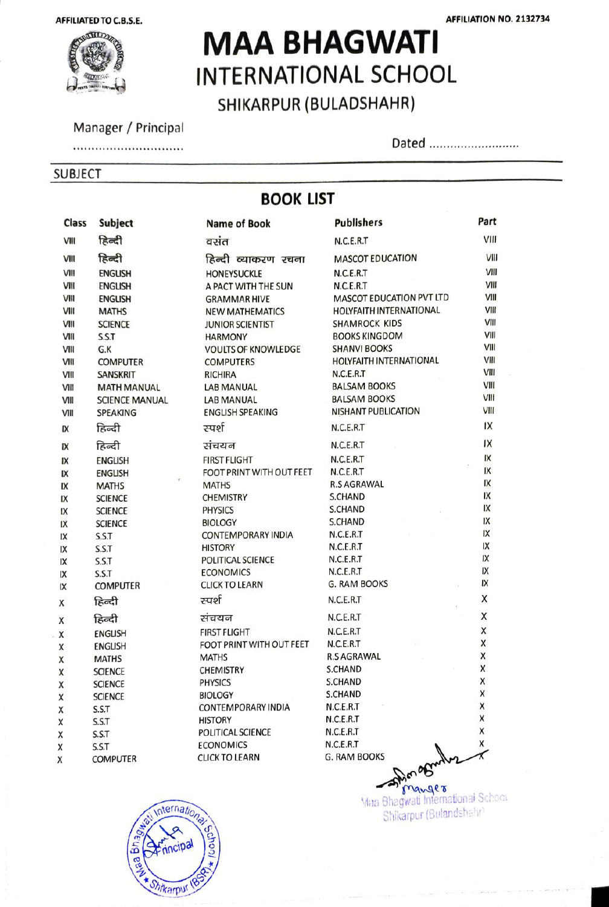AFFILIATED TO C.B.S.E.

AFFILIATION NO. 2132734

# MAA BHAGWATI
## INTERNATIONAL SCHOOL
### SHIKARPUR (BULADSHAHR)

Manager / Principal

..............................

Dated ..........................

SUBJECT

## BOOK LIST

| Class | Subject | Name of Book | Publishers | Part |
|---|---|---|---|---|
| VIII | हिन्दी | वसंत | N.C.E.R.T | VIII |
| VIII | हिन्दी | हिन्दी व्याकरण रचना | MASCOT EDUCATION | VIII |
| VIII | ENGLISH | HONEYSUCKLE | N.C.E.R.T | VIII |
| VIII | ENGLISH | A PACT WITH THE SUN | N.C.E.R.T | VIII |
| VIII | ENGLISH | GRAMMAR HIVE | MASCOT EDUCATION PVT LTD | VIII |
| VIII | MATHS | NEW MATHEMATICS | HOLYFAITH INTERNATIONAL | VIII |
| VIII | SCIENCE | JUNIOR SCIENTIST | SHAMROCK KIDS | VIII |
| VIII | S.S.T | HARMONY | BOOKS KINGDOM | VIII |
| VIII | G.K | VOULTS OF KNOWLEDGE | SHANVI BOOKS | VIII |
| VIII | COMPUTER | COMPUTERS | HOLYFAITH INTERNATIONAL | VIII |
| VIII | SANSKRIT | RICHIRA | N.C.E.R.T | VIII |
| VIII | MATH MANUAL | LAB MANUAL | BALSAM BOOKS | VIII |
| VIII | SCIENCE MANUAL | LAB MANUAL | BALSAM BOOKS | VIII |
| VIII | SPEAKING | ENGLISH SPEAKING | NISHANT PUBLICATION | VIII |
| IX | हिन्दी | स्पर्श | N.C.E.R.T | IX |
| IX | हिन्दी | संचयन | N.C.E.R.T | IX |
| IX | ENGLISH | FIRST FLIGHT | N.C.E.R.T | IX |
| IX | ENGLISH | FOOT PRINT WITH OUT FEET | N.C.E.R.T | IX |
| IX | MATHS | MATHS | R.S AGRAWAL | IX |
| IX | SCIENCE | CHEMISTRY | S.CHAND | IX |
| IX | SCIENCE | PHYSICS | S.CHAND | IX |
| IX | SCIENCE | BIOLOGY | S.CHAND | IX |
| IX | S.S.T | CONTEMPORARY INDIA | N.C.E.R.T | IX |
| IX | S.S.T | HISTORY | N.C.E.R.T | IX |
| IX | S.S.T | POLITICAL SCIENCE | N.C.E.R.T | IX |
| IX | S.S.T | ECONOMICS | N.C.E.R.T | IX |
| IX | COMPUTER | CLICK TO LEARN | G. RAM BOOKS | IX |
| X | हिन्दी | स्पर्श | N.C.E.R.T | X |
| X | हिन्दी | संचयन | N.C.E.R.T | X |
| X | ENGLISH | FIRST FLIGHT | N.C.E.R.T | X |
| X | ENGLISH | FOOT PRINT WITH OUT FEET | N.C.E.R.T | X |
| X | MATHS | MATHS | R.S AGRAWAL | X |
| X | SCIENCE | CHEMISTRY | S.CHAND | X |
| X | SCIENCE | PHYSICS | S.CHAND | X |
| X | SCIENCE | BIOLOGY | S.CHAND | X |
| X | S.S.T | CONTEMPORARY INDIA | N.C.E.R.T | X |
| X | S.S.T | HISTORY | N.C.E.R.T | X |
| X | S.S.T | POLITICAL SCIENCE | N.C.E.R.T | X |
| X | S.S.T | ECONOMICS | N.C.E.R.T | X |
| X | COMPUTER | CLICK TO LEARN | G. RAM BOOKS | X |

Manager
Maa Bhagwati International School
Shikarpur (Bulandshahr)

Maa Bhagwati International School, Principal, Shikarpur (BSR)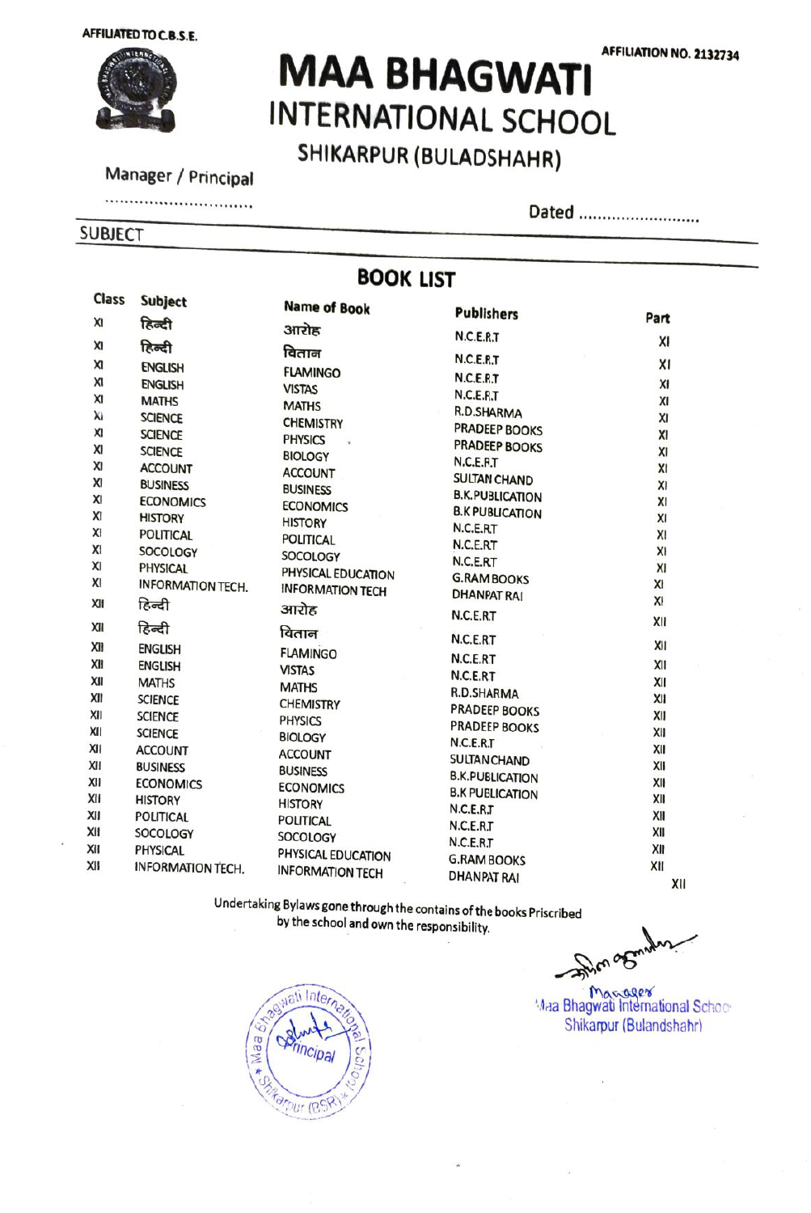AFFILIATED TO C.B.S.E.

AFFILIATION NO. 2132734

# MAA BHAGWATI

## INTERNATIONAL SCHOOL

### SHIKARPUR (BULADSHAHR)

Manager / Principal

...............................

Dated ..........................

SUBJECT

## BOOK LIST

| Class | Subject | Name of Book | Publishers | Part |
|---|---|---|---|---|
| XI | हिन्दी | आरोह | N.C.E.R.T | XI |
| XI | हिन्दी | वितान | N.C.E.R.T | XI |
| XI | ENGLISH | FLAMINGO | N.C.E.R.T | XI |
| XI | ENGLISH | VISTAS | N.C.E.R.T | XI |
| XI | MATHS | MATHS | R.D.SHARMA | XI |
| XI | SCIENCE | CHEMISTRY | PRADEEP BOOKS | XI |
| XI | SCIENCE | PHYSICS | PRADEEP BOOKS | XI |
| XI | SCIENCE | BIOLOGY | N.C.E.R.T | XI |
| XI | ACCOUNT | ACCOUNT | SULTAN CHAND | XI |
| XI | BUSINESS | BUSINESS | B.K.PUBLICATION | XI |
| XI | ECONOMICS | ECONOMICS | B.K PUBLICATION | XI |
| XI | HISTORY | HISTORY | N.C.E.RT | XI |
| XI | POLITICAL | POLITICAL | N.C.E.RT | XI |
| XI | SOCOLOGY | SOCOLOGY | N.C.E.RT | XI |
| XI | PHYSICAL | PHYSICAL EDUCATION | G.RAM BOOKS | XI |
| XI | INFORMATION TECH. | INFORMATION TECH | DHANPAT RAI | XI |
| XII | हिन्दी | आरोह | N.C.E.RT | XII |
| XII | हिन्दी | वितान | N.C.E.RT | XII |
| XII | ENGLISH | FLAMINGO | N.C.E.RT | XII |
| XII | ENGLISH | VISTAS | N.C.E.RT | XII |
| XII | MATHS | MATHS | R.D.SHARMA | XII |
| XII | SCIENCE | CHEMISTRY | PRADEEP BOOKS | XII |
| XII | SCIENCE | PHYSICS | PRADEEP BOOKS | XII |
| XII | SCIENCE | BIOLOGY | N.C.E.R.T | XII |
| XII | ACCOUNT | ACCOUNT | SULTANCHAND | XII |
| XII | BUSINESS | BUSINESS | B.K.PUBLICATION | XII |
| XII | ECONOMICS | ECONOMICS | B.K PUBLICATION | XII |
| XII | HISTORY | HISTORY | N.C.E.R.T | XII |
| XII | POLITICAL | POLITICAL | N.C.E.R.T | XII |
| XII | SOCOLOGY | SOCOLOGY | N.C.E.R.T | XII |
| XII | PHYSICAL | PHYSICAL EDUCATION | G.RAM BOOKS | XII |
| XII | INFORMATION TECH. | INFORMATION TECH | DHANPAT RAI | XII |

Undertaking Bylaws gone through the contains of the books Priscribed by the school and own the responsibility.

Principal
Maa Bhagwati International School * Shikarpur (BSR)

Manager
Maa Bhagwati International School
Shikarpur (Bulandshahr)